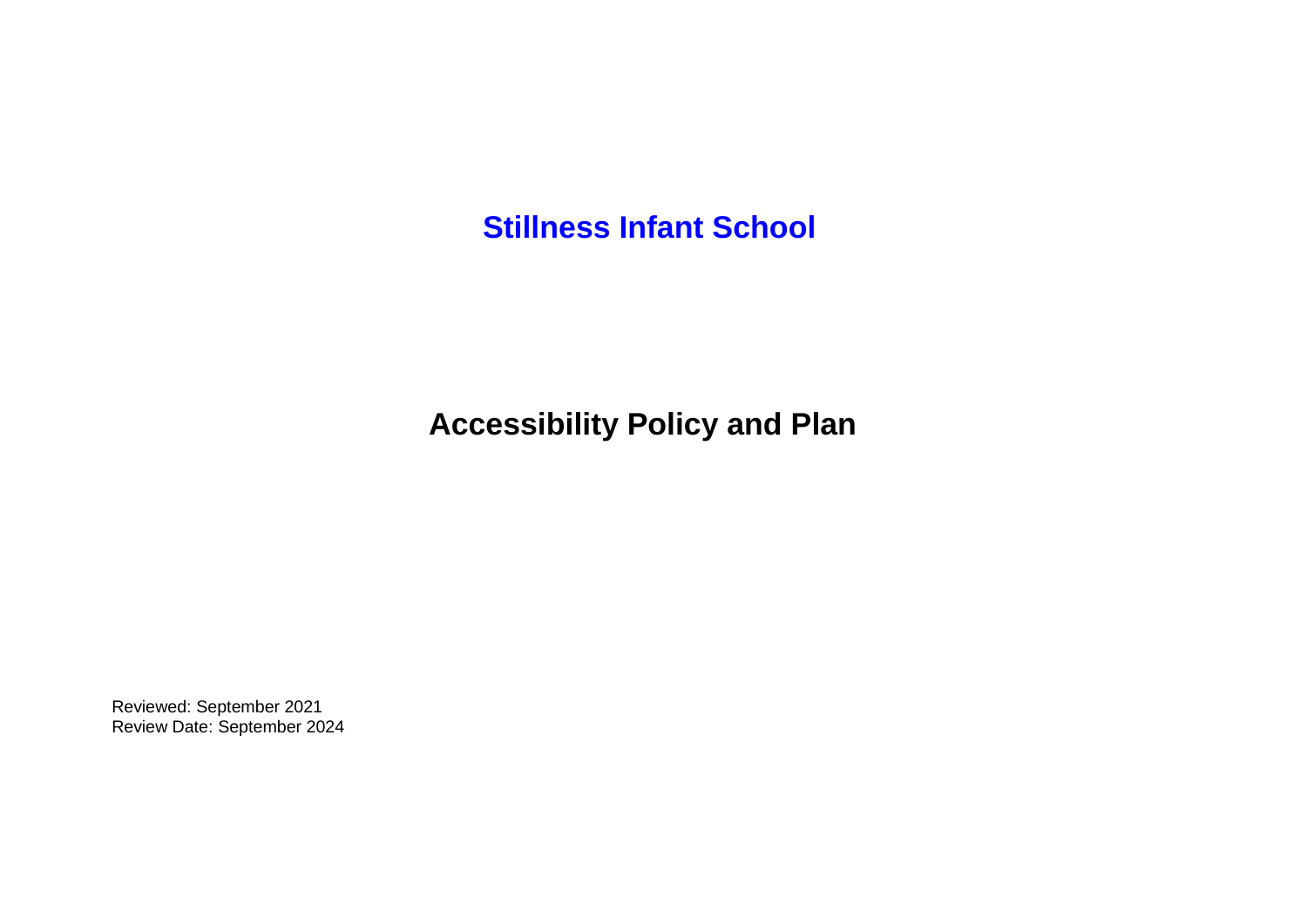# Stillness Infant School

## Accessibility Policy and Plan

Reviewed: September 2021
Review Date: September 2024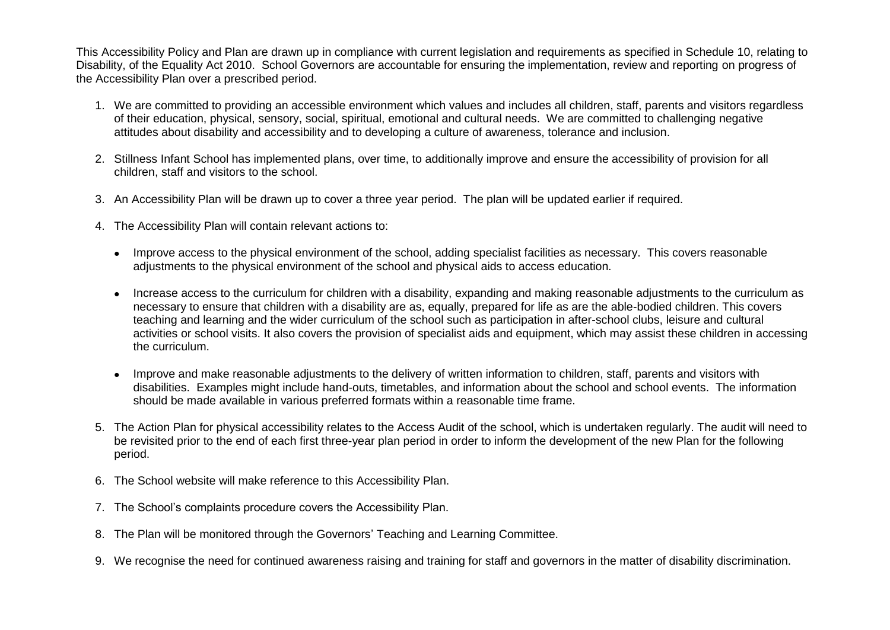This Accessibility Policy and Plan are drawn up in compliance with current legislation and requirements as specified in Schedule 10, relating to Disability, of the Equality Act 2010. School Governors are accountable for ensuring the implementation, review and reporting on progress of the Accessibility Plan over a prescribed period.

1. We are committed to providing an accessible environment which values and includes all children, staff, parents and visitors regardless of their education, physical, sensory, social, spiritual, emotional and cultural needs. We are committed to challenging negative attitudes about disability and accessibility and to developing a culture of awareness, tolerance and inclusion.

2. Stillness Infant School has implemented plans, over time, to additionally improve and ensure the accessibility of provision for all children, staff and visitors to the school.

3. An Accessibility Plan will be drawn up to cover a three year period. The plan will be updated earlier if required.

4. The Accessibility Plan will contain relevant actions to:

   - Improve access to the physical environment of the school, adding specialist facilities as necessary. This covers reasonable adjustments to the physical environment of the school and physical aids to access education.

   - Increase access to the curriculum for children with a disability, expanding and making reasonable adjustments to the curriculum as necessary to ensure that children with a disability are as, equally, prepared for life as are the able-bodied children. This covers teaching and learning and the wider curriculum of the school such as participation in after-school clubs, leisure and cultural activities or school visits. It also covers the provision of specialist aids and equipment, which may assist these children in accessing the curriculum.

   - Improve and make reasonable adjustments to the delivery of written information to children, staff, parents and visitors with disabilities. Examples might include hand-outs, timetables, and information about the school and school events. The information should be made available in various preferred formats within a reasonable time frame.

5. The Action Plan for physical accessibility relates to the Access Audit of the school, which is undertaken regularly. The audit will need to be revisited prior to the end of each first three-year plan period in order to inform the development of the new Plan for the following period.

6. The School website will make reference to this Accessibility Plan.

7. The School's complaints procedure covers the Accessibility Plan.

8. The Plan will be monitored through the Governors' Teaching and Learning Committee.

9. We recognise the need for continued awareness raising and training for staff and governors in the matter of disability discrimination.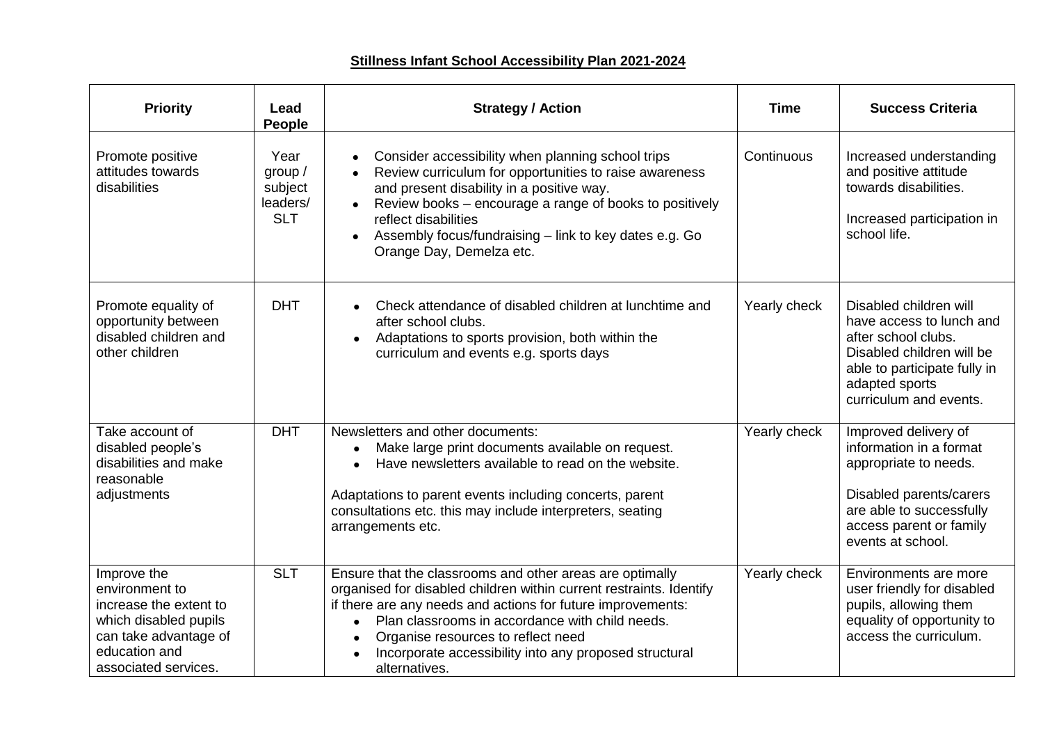**Stillness Infant School Accessibility Plan 2021-2024**

| Priority | Lead People | Strategy / Action | Time | Success Criteria |
|---|---|---|---|---|
| Promote positive attitudes towards disabilities | Year group / subject leaders/ SLT | • Consider accessibility when planning school trips<br>• Review curriculum for opportunities to raise awareness and present disability in a positive way.<br>• Review books – encourage a range of books to positively reflect disabilities<br>• Assembly focus/fundraising – link to key dates e.g. Go Orange Day, Demelza etc. | Continuous | Increased understanding and positive attitude towards disabilities.<br><br>Increased participation in school life. |
| Promote equality of opportunity between disabled children and other children | DHT | • Check attendance of disabled children at lunchtime and after school clubs.<br>• Adaptations to sports provision, both within the curriculum and events e.g. sports days | Yearly check | Disabled children will have access to lunch and after school clubs. Disabled children will be able to participate fully in adapted sports curriculum and events. |
| Take account of disabled people's disabilities and make reasonable adjustments | DHT | Newsletters and other documents:<br>• Make large print documents available on request.<br>• Have newsletters available to read on the website.<br><br>Adaptations to parent events including concerts, parent consultations etc. this may include interpreters, seating arrangements etc. | Yearly check | Improved delivery of information in a format appropriate to needs.<br><br>Disabled parents/carers are able to successfully access parent or family events at school. |
| Improve the environment to increase the extent to which disabled pupils can take advantage of education and associated services. | SLT | Ensure that the classrooms and other areas are optimally organised for disabled children within current restraints. Identify if there are any needs and actions for future improvements:<br>• Plan classrooms in accordance with child needs.<br>• Organise resources to reflect need<br>• Incorporate accessibility into any proposed structural alternatives. | Yearly check | Environments are more user friendly for disabled pupils, allowing them equality of opportunity to access the curriculum. |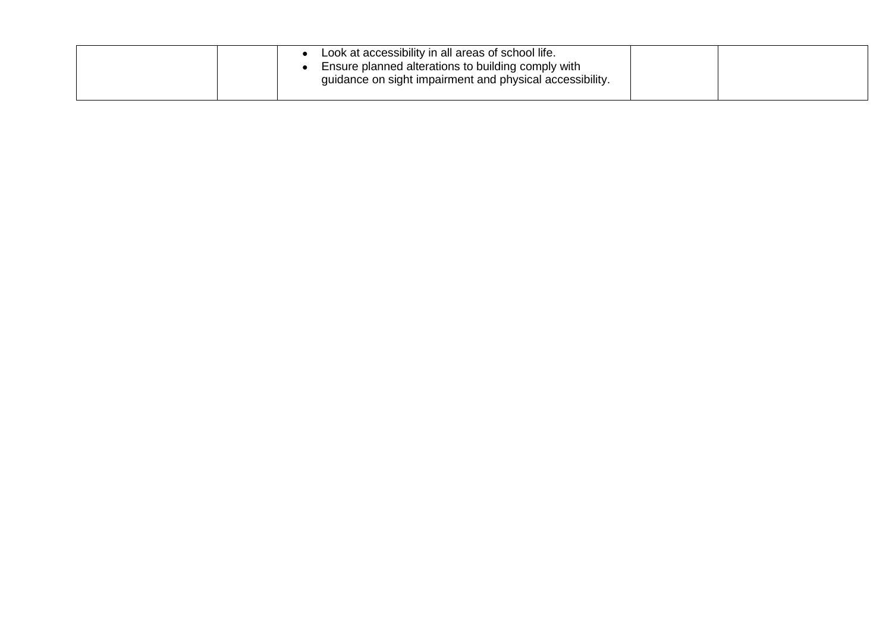| | | | | |
|---|---|---|---|---|
| | | • Look at accessibility in all areas of school life.<br>• Ensure planned alterations to building comply with guidance on sight impairment and physical accessibility. | | |